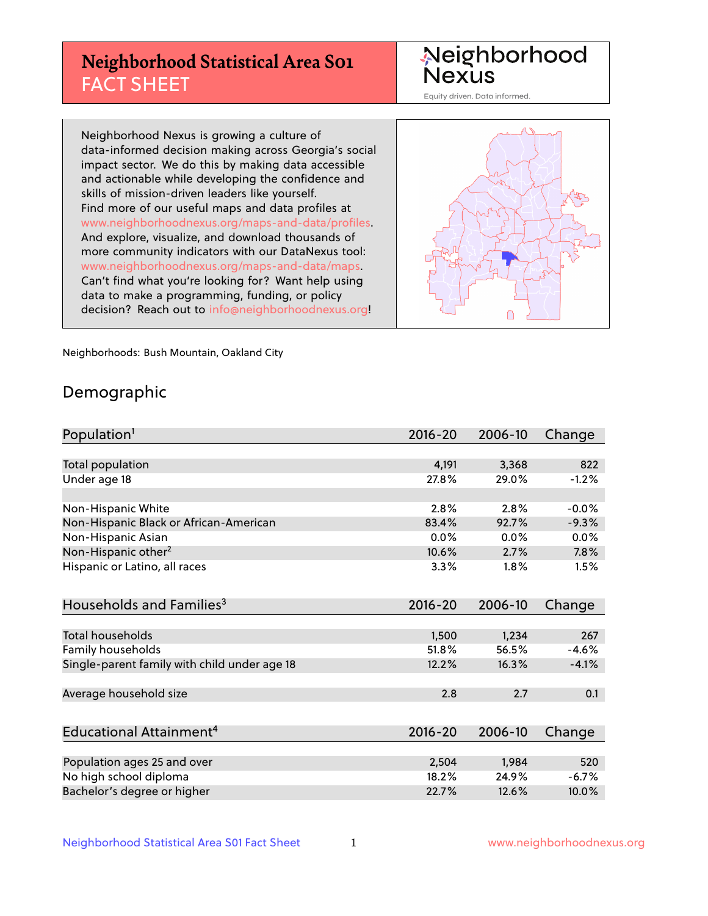# Neighborhood Statistical Area S01 FACT SHEET

Neighborhood Nexus

Equity driven. Data informed.

Neighborhood Nexus is growing a culture of data-informed decision making across Georgia's social impact sector. We do this by making data accessible and actionable while developing the confidence and skills of mission-driven leaders like yourself. Find more of our useful maps and data profiles at www.neighborhoodnexus.org/maps-and-data/profiles. And explore, visualize, and download thousands of more community indicators with our DataNexus tool: www.neighborhoodnexus.org/maps-and-data/maps. Can't find what you're looking for? Want help using data to make a programming, funding, or policy decision? Reach out to info@neighborhoodnexus.org!

Neighborhoods: Bush Mountain, Oakland City

## Demographic

| Population[1] | 2016-20 | 2006-10 | Change |
|---|---|---|---|
| Total population | 4,191 | 3,368 | 822 |
| Under age 18 | 27.8% | 29.0% | -1.2% |
| | | | |
| Non-Hispanic White | 2.8% | 2.8% | -0.0% |
| Non-Hispanic Black or African-American | 83.4% | 92.7% | -9.3% |
| Non-Hispanic Asian | 0.0% | 0.0% | 0.0% |
| Non-Hispanic other[2] | 10.6% | 2.7% | 7.8% |
| Hispanic or Latino, all races | 3.3% | 1.8% | 1.5% |

| Households and Families[3] | 2016-20 | 2006-10 | Change |
|---|---|---|---|
| Total households | 1,500 | 1,234 | 267 |
| Family households | 51.8% | 56.5% | -4.6% |
| Single-parent family with child under age 18 | 12.2% | 16.3% | -4.1% |
| | | | |
| Average household size | 2.8 | 2.7 | 0.1 |

| Educational Attainment[4] | 2016-20 | 2006-10 | Change |
|---|---|---|---|
| Population ages 25 and over | 2,504 | 1,984 | 520 |
| No high school diploma | 18.2% | 24.9% | -6.7% |
| Bachelor's degree or higher | 22.7% | 12.6% | 10.0% |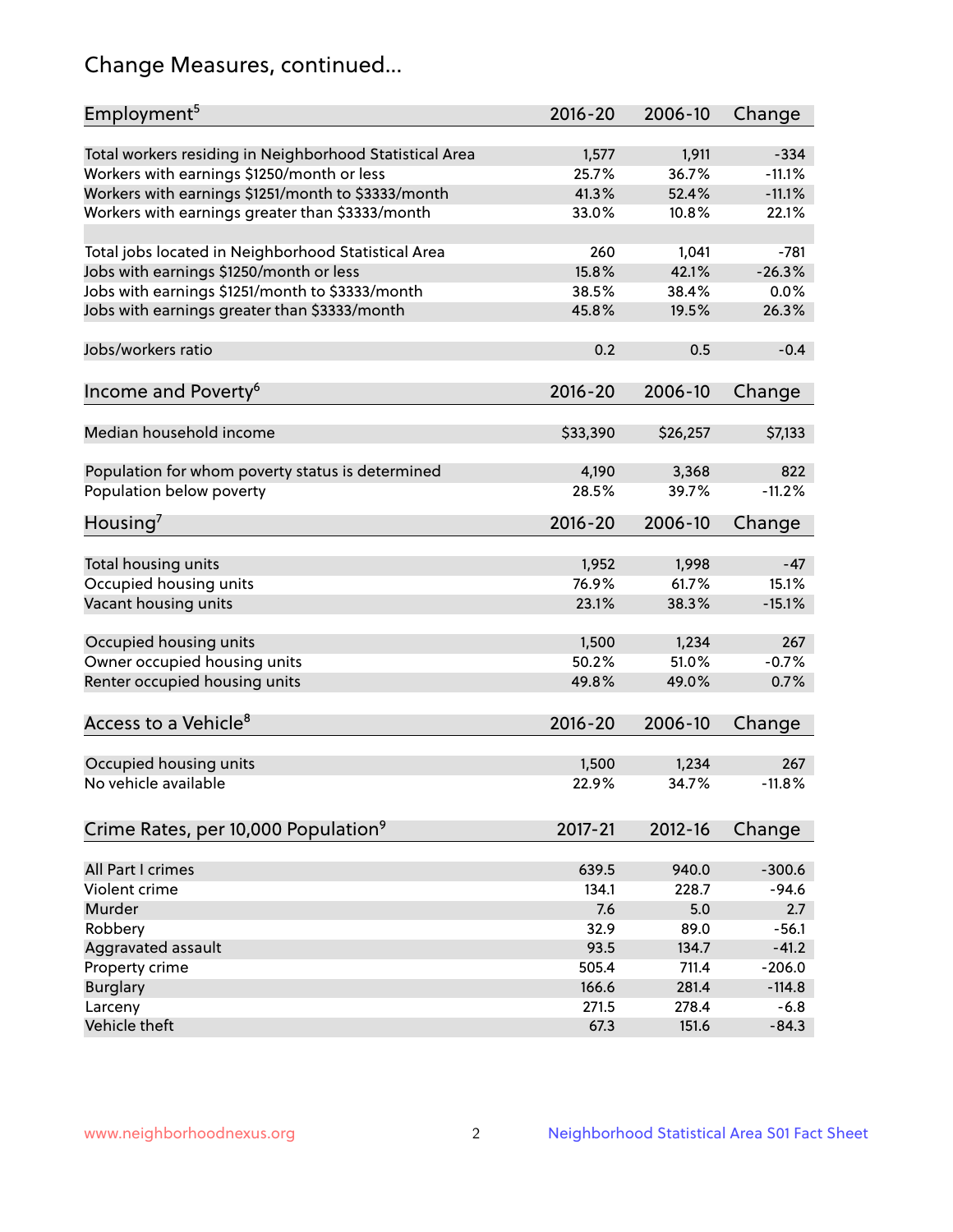## Change Measures, continued...

| Employment[5] | 2016-20 | 2006-10 | Change |
|---|---|---|---|
| Total workers residing in Neighborhood Statistical Area | 1,577 | 1,911 | -334 |
| Workers with earnings $1250/month or less | 25.7% | 36.7% | -11.1% |
| Workers with earnings $1251/month to $3333/month | 41.3% | 52.4% | -11.1% |
| Workers with earnings greater than $3333/month | 33.0% | 10.8% | 22.1% |
| | | | |
| Total jobs located in Neighborhood Statistical Area | 260 | 1,041 | -781 |
| Jobs with earnings $1250/month or less | 15.8% | 42.1% | -26.3% |
| Jobs with earnings $1251/month to $3333/month | 38.5% | 38.4% | 0.0% |
| Jobs with earnings greater than $3333/month | 45.8% | 19.5% | 26.3% |
| | | | |
| Jobs/workers ratio | 0.2 | 0.5 | -0.4 |

| Income and Poverty[6] | 2016-20 | 2006-10 | Change |
|---|---|---|---|
| Median household income | $33,390 | $26,257 | $7,133 |
| | | | |
| Population for whom poverty status is determined | 4,190 | 3,368 | 822 |
| Population below poverty | 28.5% | 39.7% | -11.2% |

| Housing[7] | 2016-20 | 2006-10 | Change |
|---|---|---|---|
| Total housing units | 1,952 | 1,998 | -47 |
| Occupied housing units | 76.9% | 61.7% | 15.1% |
| Vacant housing units | 23.1% | 38.3% | -15.1% |
| | | | |
| Occupied housing units | 1,500 | 1,234 | 267 |
| Owner occupied housing units | 50.2% | 51.0% | -0.7% |
| Renter occupied housing units | 49.8% | 49.0% | 0.7% |

| Access to a Vehicle[8] | 2016-20 | 2006-10 | Change |
|---|---|---|---|
| Occupied housing units | 1,500 | 1,234 | 267 |
| No vehicle available | 22.9% | 34.7% | -11.8% |

| Crime Rates, per 10,000 Population[9] | 2017-21 | 2012-16 | Change |
|---|---|---|---|
| All Part I crimes | 639.5 | 940.0 | -300.6 |
| Violent crime | 134.1 | 228.7 | -94.6 |
| Murder | 7.6 | 5.0 | 2.7 |
| Robbery | 32.9 | 89.0 | -56.1 |
| Aggravated assault | 93.5 | 134.7 | -41.2 |
| Property crime | 505.4 | 711.4 | -206.0 |
| Burglary | 166.6 | 281.4 | -114.8 |
| Larceny | 271.5 | 278.4 | -6.8 |
| Vehicle theft | 67.3 | 151.6 | -84.3 |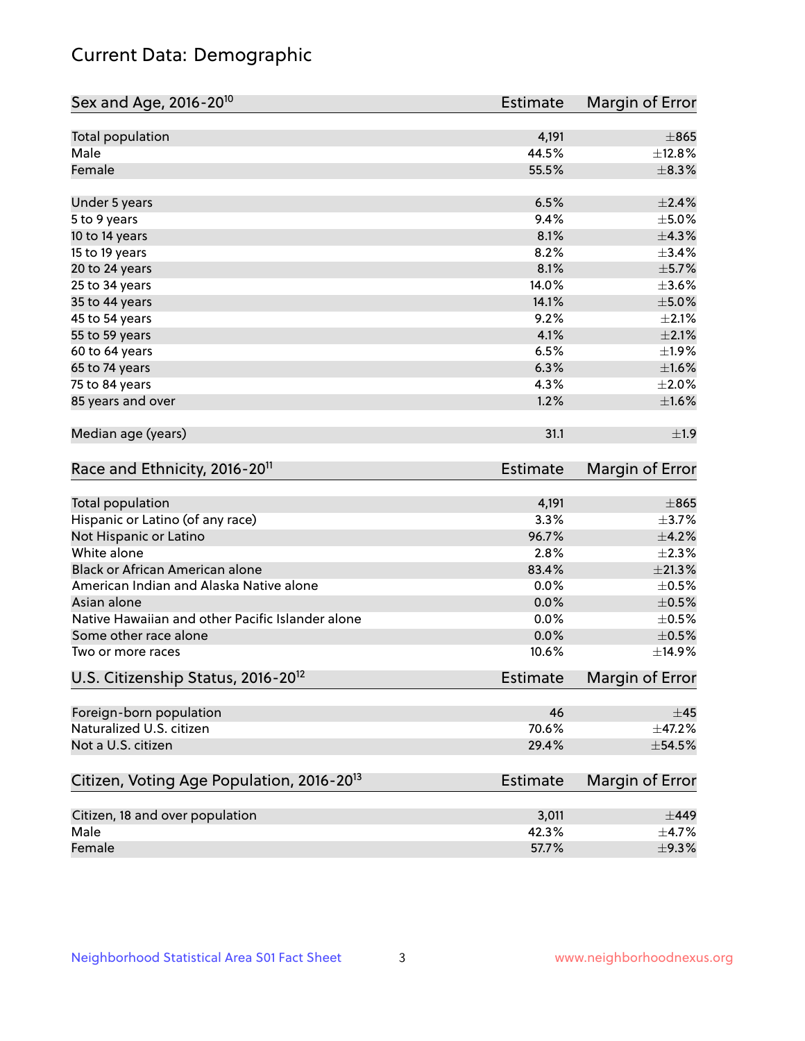# Current Data: Demographic

| Sex and Age, 2016-20[10] | Estimate | Margin of Error |
|---|---|---|
| Total population | 4,191 | ±865 |
| Male | 44.5% | ±12.8% |
| Female | 55.5% | ±8.3% |
| Under 5 years | 6.5% | ±2.4% |
| 5 to 9 years | 9.4% | ±5.0% |
| 10 to 14 years | 8.1% | ±4.3% |
| 15 to 19 years | 8.2% | ±3.4% |
| 20 to 24 years | 8.1% | ±5.7% |
| 25 to 34 years | 14.0% | ±3.6% |
| 35 to 44 years | 14.1% | ±5.0% |
| 45 to 54 years | 9.2% | ±2.1% |
| 55 to 59 years | 4.1% | ±2.1% |
| 60 to 64 years | 6.5% | ±1.9% |
| 65 to 74 years | 6.3% | ±1.6% |
| 75 to 84 years | 4.3% | ±2.0% |
| 85 years and over | 1.2% | ±1.6% |
| Median age (years) | 31.1 | ±1.9 |

| Race and Ethnicity, 2016-20[11] | Estimate | Margin of Error |
|---|---|---|
| Total population | 4,191 | ±865 |
| Hispanic or Latino (of any race) | 3.3% | ±3.7% |
| Not Hispanic or Latino | 96.7% | ±4.2% |
| White alone | 2.8% | ±2.3% |
| Black or African American alone | 83.4% | ±21.3% |
| American Indian and Alaska Native alone | 0.0% | ±0.5% |
| Asian alone | 0.0% | ±0.5% |
| Native Hawaiian and other Pacific Islander alone | 0.0% | ±0.5% |
| Some other race alone | 0.0% | ±0.5% |
| Two or more races | 10.6% | ±14.9% |

| U.S. Citizenship Status, 2016-20[12] | Estimate | Margin of Error |
|---|---|---|
| Foreign-born population | 46 | ±45 |
| Naturalized U.S. citizen | 70.6% | ±47.2% |
| Not a U.S. citizen | 29.4% | ±54.5% |

| Citizen, Voting Age Population, 2016-20[13] | Estimate | Margin of Error |
|---|---|---|
| Citizen, 18 and over population | 3,011 | ±449 |
| Male | 42.3% | ±4.7% |
| Female | 57.7% | ±9.3% |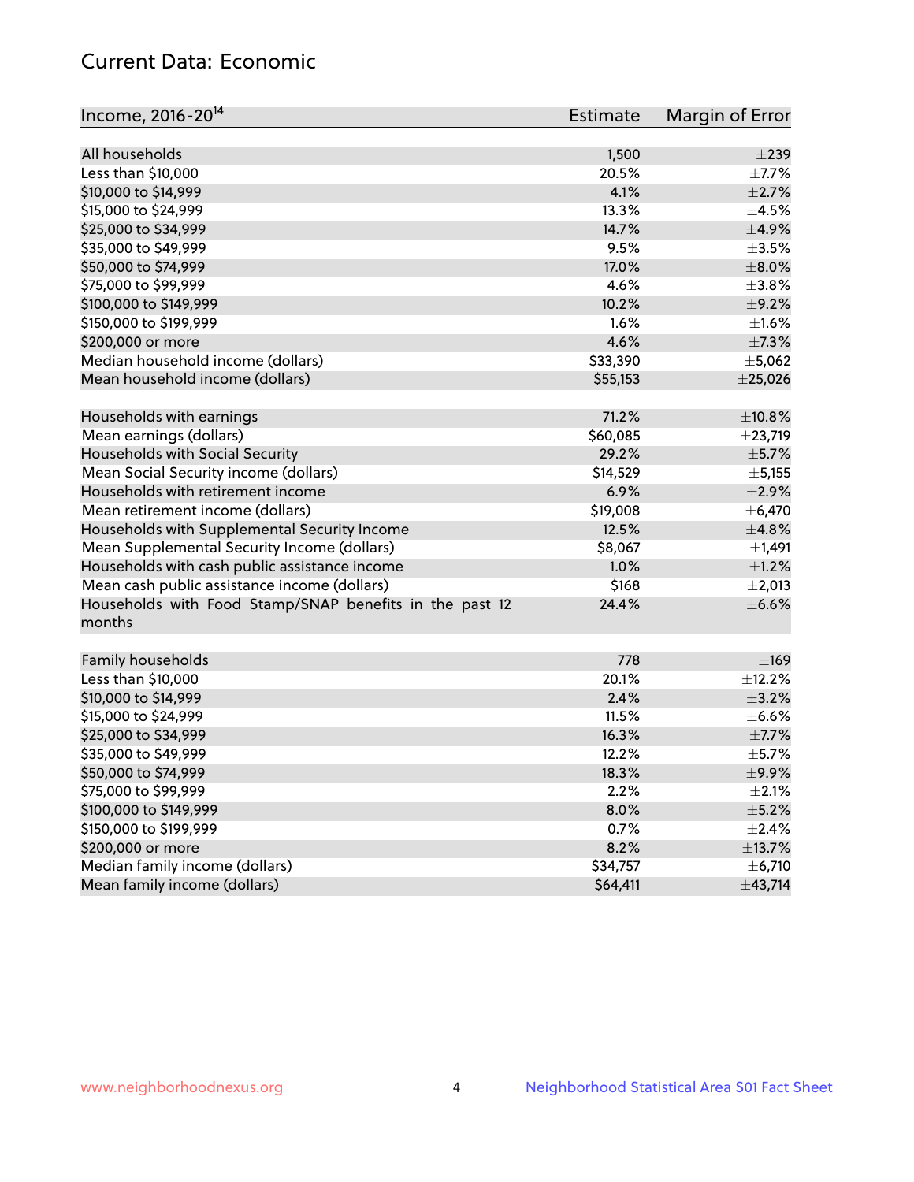## Current Data: Economic

| Income, 2016-20[14] | Estimate | Margin of Error |
|---|---|---|
| All households | 1,500 | ±239 |
| Less than $10,000 | 20.5% | ±7.7% |
| $10,000 to $14,999 | 4.1% | ±2.7% |
| $15,000 to $24,999 | 13.3% | ±4.5% |
| $25,000 to $34,999 | 14.7% | ±4.9% |
| $35,000 to $49,999 | 9.5% | ±3.5% |
| $50,000 to $74,999 | 17.0% | ±8.0% |
| $75,000 to $99,999 | 4.6% | ±3.8% |
| $100,000 to $149,999 | 10.2% | ±9.2% |
| $150,000 to $199,999 | 1.6% | ±1.6% |
| $200,000 or more | 4.6% | ±7.3% |
| Median household income (dollars) | $33,390 | ±5,062 |
| Mean household income (dollars) | $55,153 | ±25,026 |
| | | |
| Households with earnings | 71.2% | ±10.8% |
| Mean earnings (dollars) | $60,085 | ±23,719 |
| Households with Social Security | 29.2% | ±5.7% |
| Mean Social Security income (dollars) | $14,529 | ±5,155 |
| Households with retirement income | 6.9% | ±2.9% |
| Mean retirement income (dollars) | $19,008 | ±6,470 |
| Households with Supplemental Security Income | 12.5% | ±4.8% |
| Mean Supplemental Security Income (dollars) | $8,067 | ±1,491 |
| Households with cash public assistance income | 1.0% | ±1.2% |
| Mean cash public assistance income (dollars) | $168 | ±2,013 |
| Households with Food Stamp/SNAP benefits in the past 12 months | 24.4% | ±6.6% |
| | | |
| Family households | 778 | ±169 |
| Less than $10,000 | 20.1% | ±12.2% |
| $10,000 to $14,999 | 2.4% | ±3.2% |
| $15,000 to $24,999 | 11.5% | ±6.6% |
| $25,000 to $34,999 | 16.3% | ±7.7% |
| $35,000 to $49,999 | 12.2% | ±5.7% |
| $50,000 to $74,999 | 18.3% | ±9.9% |
| $75,000 to $99,999 | 2.2% | ±2.1% |
| $100,000 to $149,999 | 8.0% | ±5.2% |
| $150,000 to $199,999 | 0.7% | ±2.4% |
| $200,000 or more | 8.2% | ±13.7% |
| Median family income (dollars) | $34,757 | ±6,710 |
| Mean family income (dollars) | $64,411 | ±43,714 |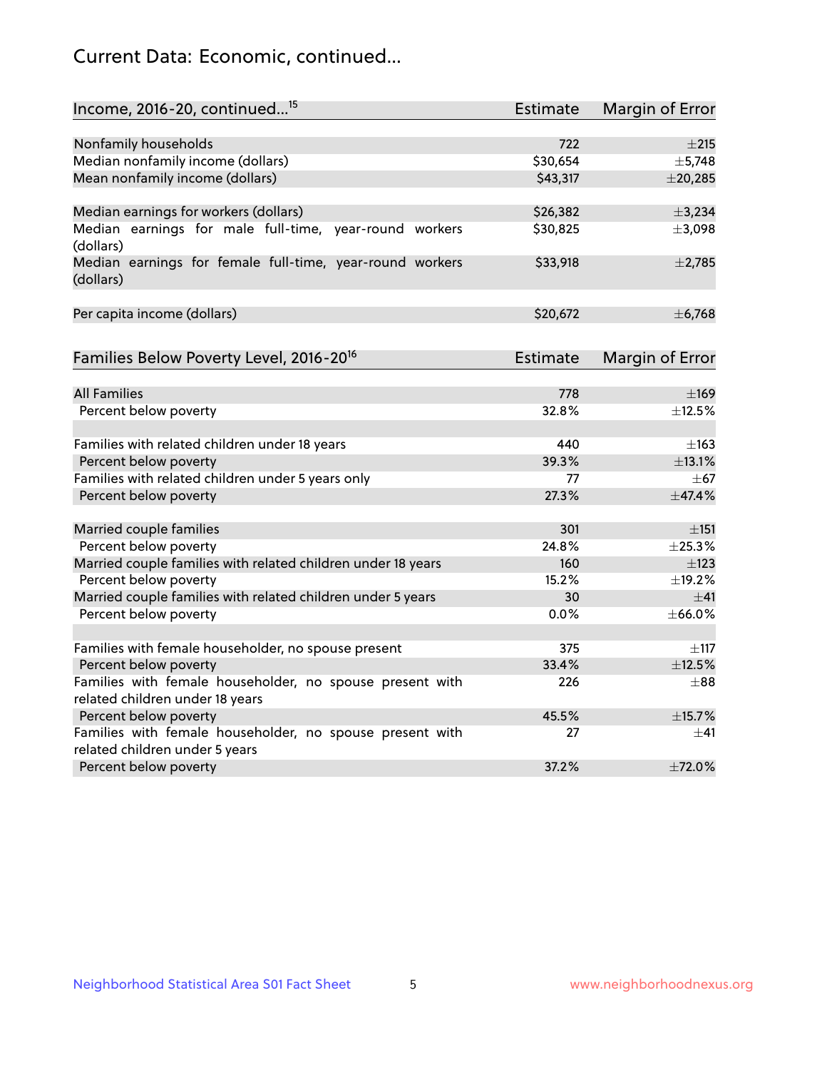# Current Data: Economic, continued...

| Income, 2016-20, continued...[15] | Estimate | Margin of Error |
|---|---|---|
| Nonfamily households | 722 | ±215 |
| Median nonfamily income (dollars) | $30,654 | ±5,748 |
| Mean nonfamily income (dollars) | $43,317 | ±20,285 |
| | | |
| Median earnings for workers (dollars) | $26,382 | ±3,234 |
| Median earnings for male full-time, year-round workers (dollars) | $30,825 | ±3,098 |
| Median earnings for female full-time, year-round workers (dollars) | $33,918 | ±2,785 |
| | | |
| Per capita income (dollars) | $20,672 | ±6,768 |

| Families Below Poverty Level, 2016-20[16] | Estimate | Margin of Error |
|---|---|---|
| All Families | 778 | ±169 |
| Percent below poverty | 32.8% | ±12.5% |
| | | |
| Families with related children under 18 years | 440 | ±163 |
| Percent below poverty | 39.3% | ±13.1% |
| Families with related children under 5 years only | 77 | ±67 |
| Percent below poverty | 27.3% | ±47.4% |
| | | |
| Married couple families | 301 | ±151 |
| Percent below poverty | 24.8% | ±25.3% |
| Married couple families with related children under 18 years | 160 | ±123 |
| Percent below poverty | 15.2% | ±19.2% |
| Married couple families with related children under 5 years | 30 | ±41 |
| Percent below poverty | 0.0% | ±66.0% |
| | | |
| Families with female householder, no spouse present | 375 | ±117 |
| Percent below poverty | 33.4% | ±12.5% |
| Families with female householder, no spouse present with related children under 18 years | 226 | ±88 |
| Percent below poverty | 45.5% | ±15.7% |
| Families with female householder, no spouse present with related children under 5 years | 27 | ±41 |
| Percent below poverty | 37.2% | ±72.0% |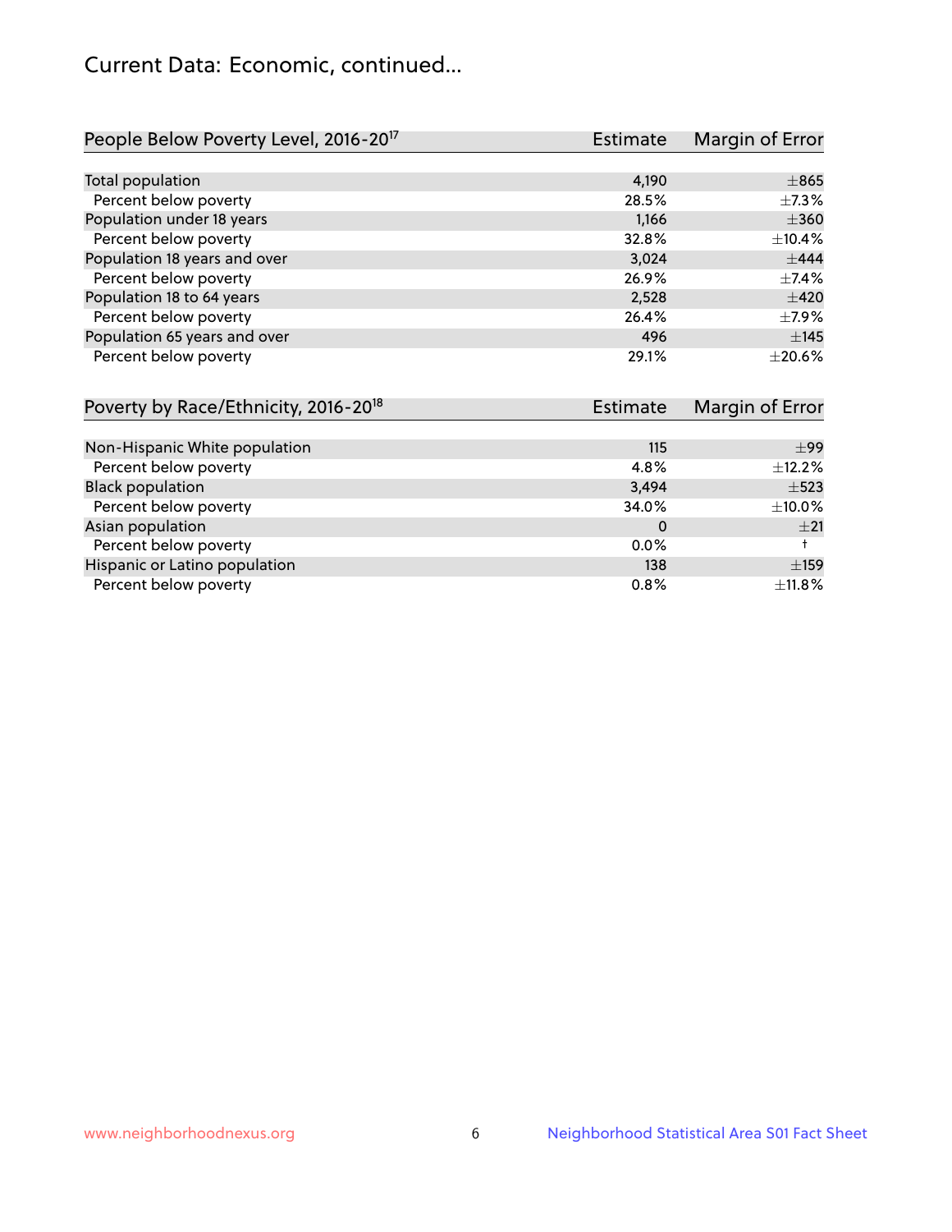# Current Data: Economic, continued...

| People Below Poverty Level, 2016-20[17] | Estimate | Margin of Error |
|---|---|---|
| Total population | 4,190 | ±865 |
| Percent below poverty | 28.5% | ±7.3% |
| Population under 18 years | 1,166 | ±360 |
| Percent below poverty | 32.8% | ±10.4% |
| Population 18 years and over | 3,024 | ±444 |
| Percent below poverty | 26.9% | ±7.4% |
| Population 18 to 64 years | 2,528 | ±420 |
| Percent below poverty | 26.4% | ±7.9% |
| Population 65 years and over | 496 | ±145 |
| Percent below poverty | 29.1% | ±20.6% |

| Poverty by Race/Ethnicity, 2016-20[18] | Estimate | Margin of Error |
|---|---|---|
| Non-Hispanic White population | 115 | ±99 |
| Percent below poverty | 4.8% | ±12.2% |
| Black population | 3,494 | ±523 |
| Percent below poverty | 34.0% | ±10.0% |
| Asian population | 0 | ±21 |
| Percent below poverty | 0.0% | † |
| Hispanic or Latino population | 138 | ±159 |
| Percent below poverty | 0.8% | ±11.8% |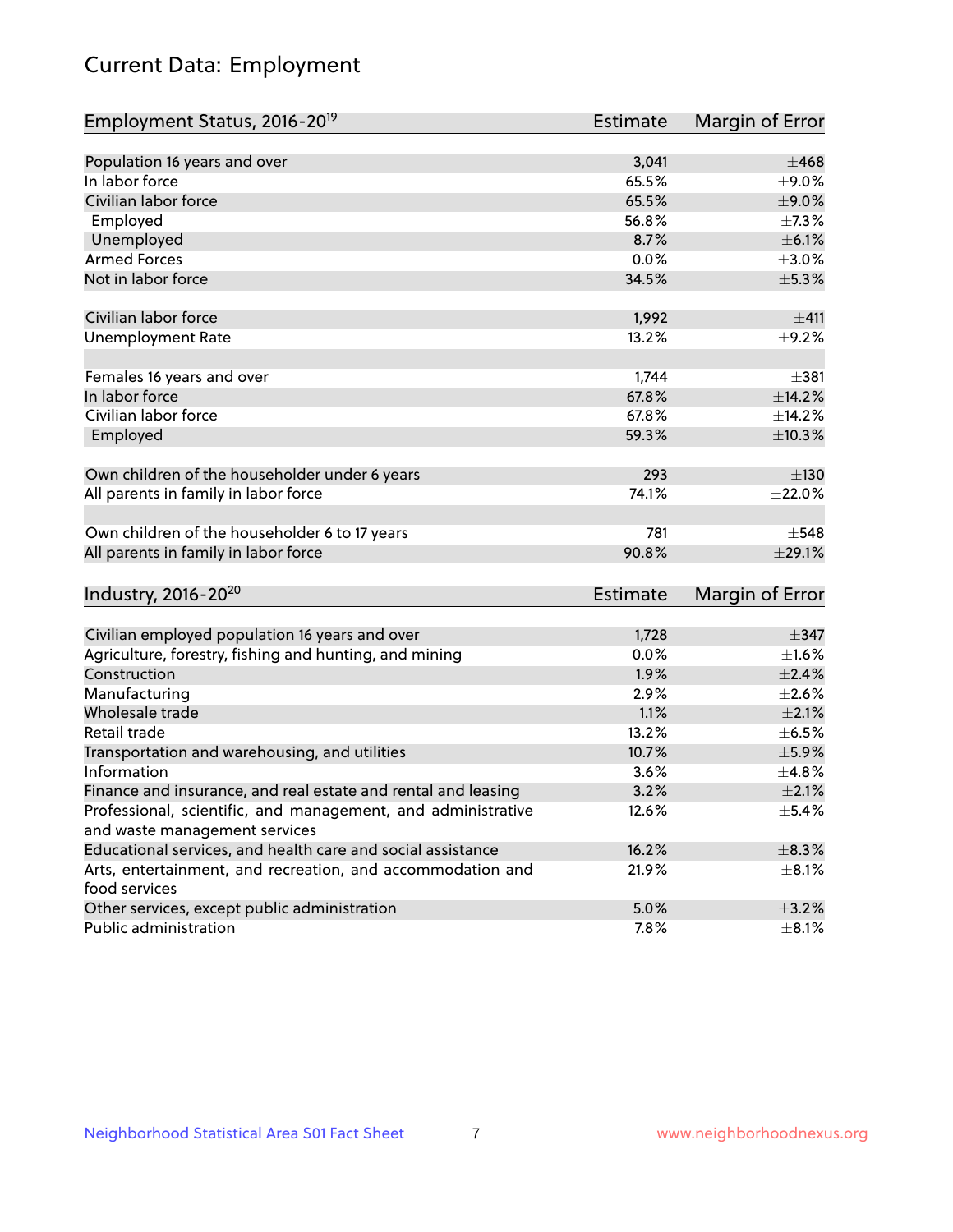# Current Data: Employment

| Employment Status, 2016-20[19] | Estimate | Margin of Error |
|---|---|---|
| Population 16 years and over | 3,041 | ±468 |
| In labor force | 65.5% | ±9.0% |
| Civilian labor force | 65.5% | ±9.0% |
| Employed | 56.8% | ±7.3% |
| Unemployed | 8.7% | ±6.1% |
| Armed Forces | 0.0% | ±3.0% |
| Not in labor force | 34.5% | ±5.3% |
| | | |
| Civilian labor force | 1,992 | ±411 |
| Unemployment Rate | 13.2% | ±9.2% |
| | | |
| Females 16 years and over | 1,744 | ±381 |
| In labor force | 67.8% | ±14.2% |
| Civilian labor force | 67.8% | ±14.2% |
| Employed | 59.3% | ±10.3% |
| | | |
| Own children of the householder under 6 years | 293 | ±130 |
| All parents in family in labor force | 74.1% | ±22.0% |
| | | |
| Own children of the householder 6 to 17 years | 781 | ±548 |
| All parents in family in labor force | 90.8% | ±29.1% |

| Industry, 2016-20[20] | Estimate | Margin of Error |
|---|---|---|
| Civilian employed population 16 years and over | 1,728 | ±347 |
| Agriculture, forestry, fishing and hunting, and mining | 0.0% | ±1.6% |
| Construction | 1.9% | ±2.4% |
| Manufacturing | 2.9% | ±2.6% |
| Wholesale trade | 1.1% | ±2.1% |
| Retail trade | 13.2% | ±6.5% |
| Transportation and warehousing, and utilities | 10.7% | ±5.9% |
| Information | 3.6% | ±4.8% |
| Finance and insurance, and real estate and rental and leasing | 3.2% | ±2.1% |
| Professional, scientific, and management, and administrative and waste management services | 12.6% | ±5.4% |
| Educational services, and health care and social assistance | 16.2% | ±8.3% |
| Arts, entertainment, and recreation, and accommodation and food services | 21.9% | ±8.1% |
| Other services, except public administration | 5.0% | ±3.2% |
| Public administration | 7.8% | ±8.1% |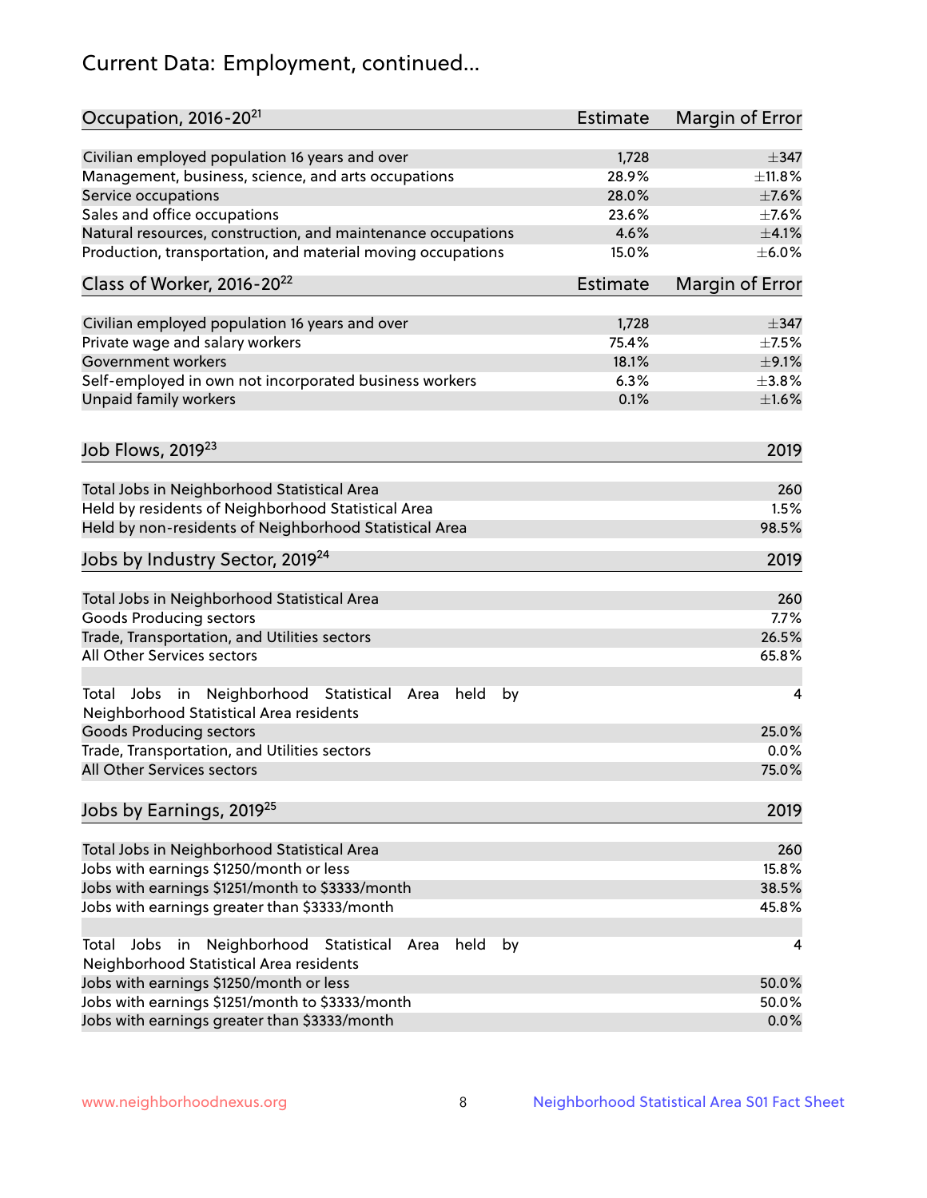# Current Data: Employment, continued...

| Occupation, 2016-20[21] | Estimate | Margin of Error |
|---|---|---|
| Civilian employed population 16 years and over | 1,728 | ±347 |
| Management, business, science, and arts occupations | 28.9% | ±11.8% |
| Service occupations | 28.0% | ±7.6% |
| Sales and office occupations | 23.6% | ±7.6% |
| Natural resources, construction, and maintenance occupations | 4.6% | ±4.1% |
| Production, transportation, and material moving occupations | 15.0% | ±6.0% |

| Class of Worker, 2016-20[22] | Estimate | Margin of Error |
|---|---|---|
| Civilian employed population 16 years and over | 1,728 | ±347 |
| Private wage and salary workers | 75.4% | ±7.5% |
| Government workers | 18.1% | ±9.1% |
| Self-employed in own not incorporated business workers | 6.3% | ±3.8% |
| Unpaid family workers | 0.1% | ±1.6% |

| Job Flows, 2019[23] | 2019 |
|---|---|
| Total Jobs in Neighborhood Statistical Area | 260 |
| Held by residents of Neighborhood Statistical Area | 1.5% |
| Held by non-residents of Neighborhood Statistical Area | 98.5% |

| Jobs by Industry Sector, 2019[24] | 2019 |
|---|---|
| Total Jobs in Neighborhood Statistical Area | 260 |
| Goods Producing sectors | 7.7% |
| Trade, Transportation, and Utilities sectors | 26.5% |
| All Other Services sectors | 65.8% |
| Total Jobs in Neighborhood Statistical Area held by Neighborhood Statistical Area residents | 4 |
| Goods Producing sectors | 25.0% |
| Trade, Transportation, and Utilities sectors | 0.0% |
| All Other Services sectors | 75.0% |

| Jobs by Earnings, 2019[25] | 2019 |
|---|---|
| Total Jobs in Neighborhood Statistical Area | 260 |
| Jobs with earnings $1250/month or less | 15.8% |
| Jobs with earnings $1251/month to $3333/month | 38.5% |
| Jobs with earnings greater than $3333/month | 45.8% |
| Total Jobs in Neighborhood Statistical Area held by Neighborhood Statistical Area residents | 4 |
| Jobs with earnings $1250/month or less | 50.0% |
| Jobs with earnings $1251/month to $3333/month | 50.0% |
| Jobs with earnings greater than $3333/month | 0.0% |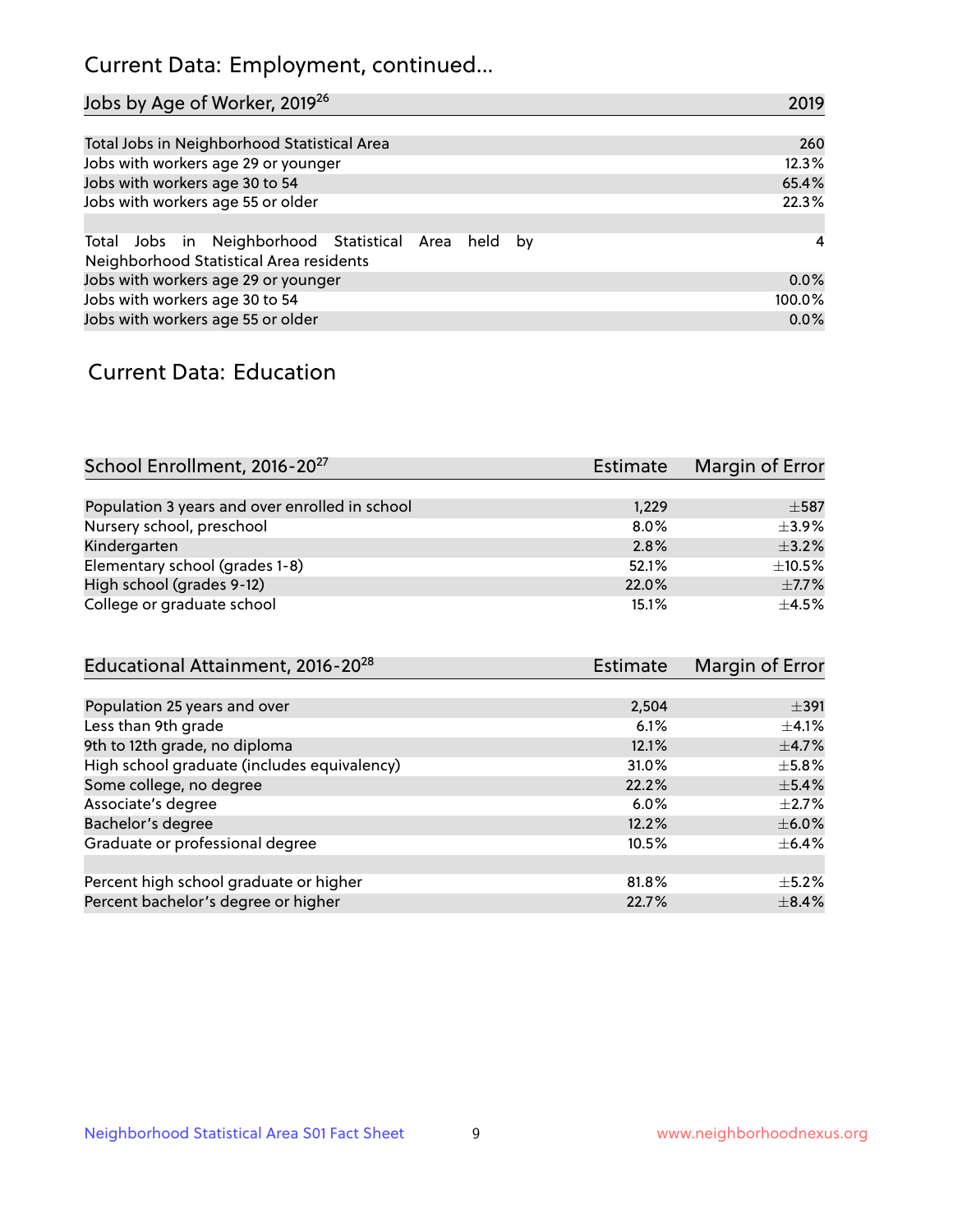# Current Data: Employment, continued...

| Jobs by Age of Worker, 2019[26] | 2019 |
|---|---|
| Total Jobs in Neighborhood Statistical Area | 260 |
| Jobs with workers age 29 or younger | 12.3% |
| Jobs with workers age 30 to 54 | 65.4% |
| Jobs with workers age 55 or older | 22.3% |
| | |
| Total Jobs in Neighborhood Statistical Area held by Neighborhood Statistical Area residents | 4 |
| Jobs with workers age 29 or younger | 0.0% |
| Jobs with workers age 30 to 54 | 100.0% |
| Jobs with workers age 55 or older | 0.0% |

# Current Data: Education

| School Enrollment, 2016-20[27] | Estimate | Margin of Error |
|---|---|---|
| Population 3 years and over enrolled in school | 1,229 | ±587 |
| Nursery school, preschool | 8.0% | ±3.9% |
| Kindergarten | 2.8% | ±3.2% |
| Elementary school (grades 1-8) | 52.1% | ±10.5% |
| High school (grades 9-12) | 22.0% | ±7.7% |
| College or graduate school | 15.1% | ±4.5% |

| Educational Attainment, 2016-20[28] | Estimate | Margin of Error |
|---|---|---|
| Population 25 years and over | 2,504 | ±391 |
| Less than 9th grade | 6.1% | ±4.1% |
| 9th to 12th grade, no diploma | 12.1% | ±4.7% |
| High school graduate (includes equivalency) | 31.0% | ±5.8% |
| Some college, no degree | 22.2% | ±5.4% |
| Associate's degree | 6.0% | ±2.7% |
| Bachelor's degree | 12.2% | ±6.0% |
| Graduate or professional degree | 10.5% | ±6.4% |
| | | |
| Percent high school graduate or higher | 81.8% | ±5.2% |
| Percent bachelor's degree or higher | 22.7% | ±8.4% |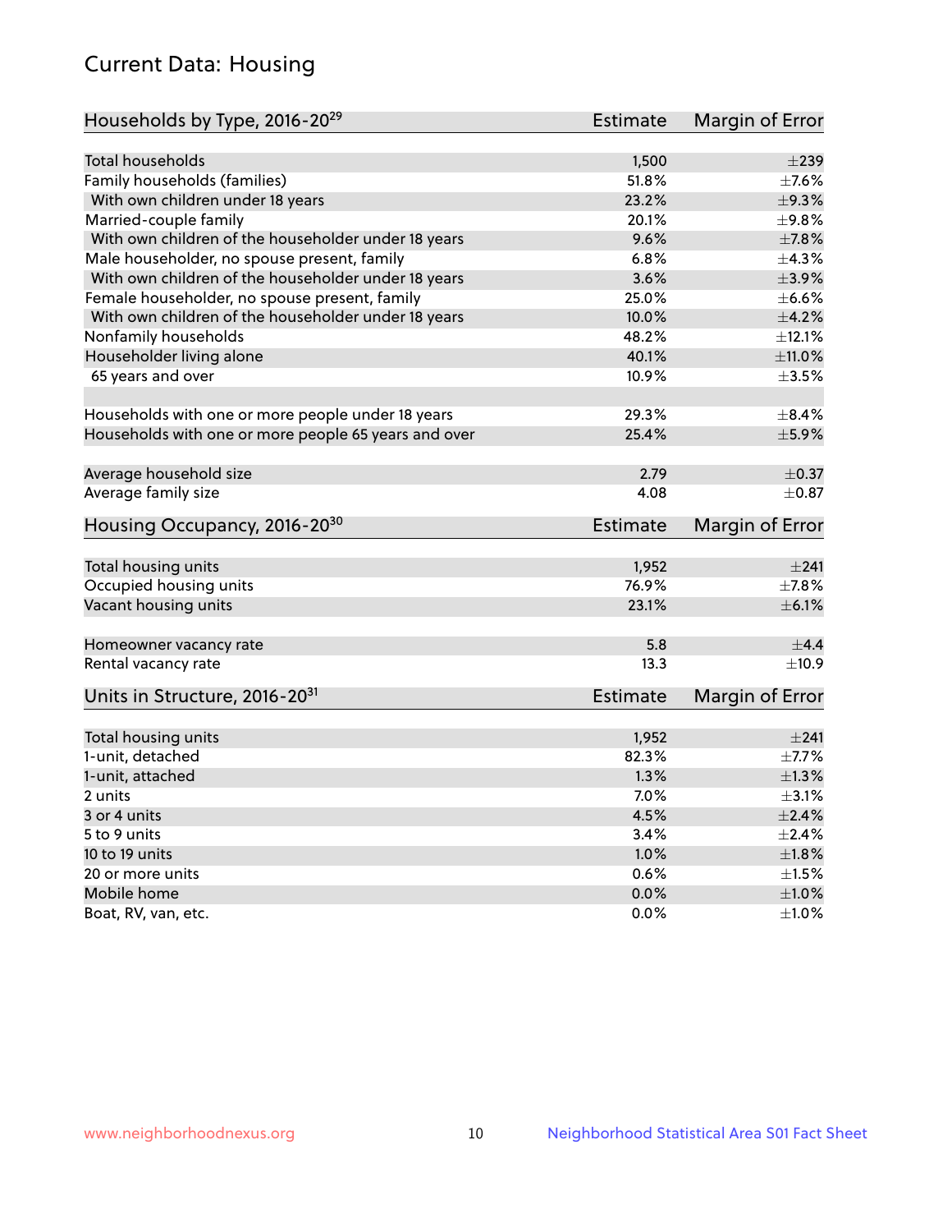# Current Data: Housing

| Households by Type, 2016-20[29] | Estimate | Margin of Error |
|---|---|---|
| Total households | 1,500 | ±239 |
| Family households (families) | 51.8% | ±7.6% |
| With own children under 18 years | 23.2% | ±9.3% |
| Married-couple family | 20.1% | ±9.8% |
| With own children of the householder under 18 years | 9.6% | ±7.8% |
| Male householder, no spouse present, family | 6.8% | ±4.3% |
| With own children of the householder under 18 years | 3.6% | ±3.9% |
| Female householder, no spouse present, family | 25.0% | ±6.6% |
| With own children of the householder under 18 years | 10.0% | ±4.2% |
| Nonfamily households | 48.2% | ±12.1% |
| Householder living alone | 40.1% | ±11.0% |
| 65 years and over | 10.9% | ±3.5% |
| | | |
| Households with one or more people under 18 years | 29.3% | ±8.4% |
| Households with one or more people 65 years and over | 25.4% | ±5.9% |
| | | |
| Average household size | 2.79 | ±0.37 |
| Average family size | 4.08 | ±0.87 |

| Housing Occupancy, 2016-20[30] | Estimate | Margin of Error |
|---|---|---|
| Total housing units | 1,952 | ±241 |
| Occupied housing units | 76.9% | ±7.8% |
| Vacant housing units | 23.1% | ±6.1% |
| | | |
| Homeowner vacancy rate | 5.8 | ±4.4 |
| Rental vacancy rate | 13.3 | ±10.9 |

| Units in Structure, 2016-20[31] | Estimate | Margin of Error |
|---|---|---|
| Total housing units | 1,952 | ±241 |
| 1-unit, detached | 82.3% | ±7.7% |
| 1-unit, attached | 1.3% | ±1.3% |
| 2 units | 7.0% | ±3.1% |
| 3 or 4 units | 4.5% | ±2.4% |
| 5 to 9 units | 3.4% | ±2.4% |
| 10 to 19 units | 1.0% | ±1.8% |
| 20 or more units | 0.6% | ±1.5% |
| Mobile home | 0.0% | ±1.0% |
| Boat, RV, van, etc. | 0.0% | ±1.0% |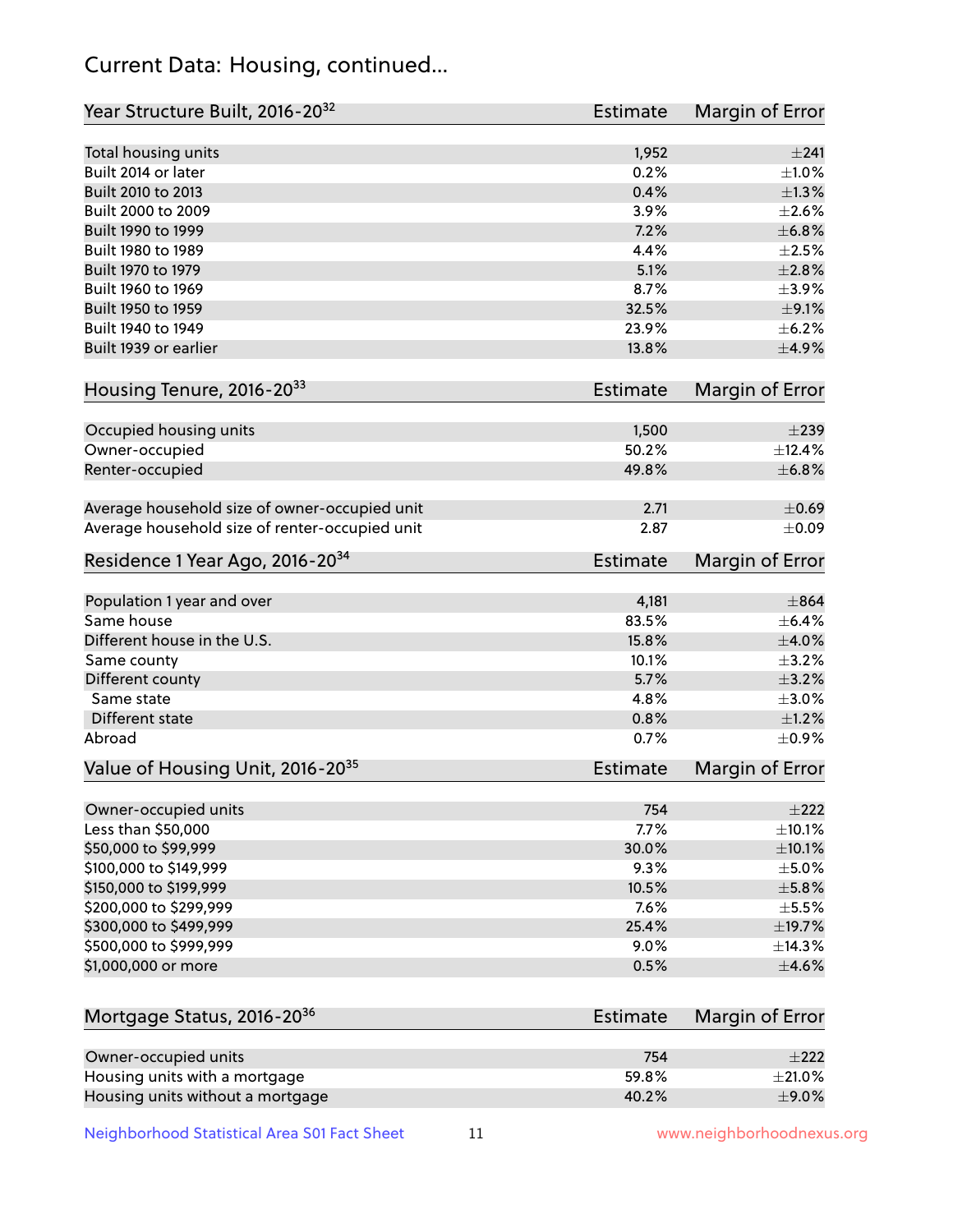# Current Data: Housing, continued...

| Year Structure Built, 2016-20[32] | Estimate | Margin of Error |
|---|---|---|
| Total housing units | 1,952 | ±241 |
| Built 2014 or later | 0.2% | ±1.0% |
| Built 2010 to 2013 | 0.4% | ±1.3% |
| Built 2000 to 2009 | 3.9% | ±2.6% |
| Built 1990 to 1999 | 7.2% | ±6.8% |
| Built 1980 to 1989 | 4.4% | ±2.5% |
| Built 1970 to 1979 | 5.1% | ±2.8% |
| Built 1960 to 1969 | 8.7% | ±3.9% |
| Built 1950 to 1959 | 32.5% | ±9.1% |
| Built 1940 to 1949 | 23.9% | ±6.2% |
| Built 1939 or earlier | 13.8% | ±4.9% |

| Housing Tenure, 2016-20[33] | Estimate | Margin of Error |
|---|---|---|
| Occupied housing units | 1,500 | ±239 |
| Owner-occupied | 50.2% | ±12.4% |
| Renter-occupied | 49.8% | ±6.8% |
| Average household size of owner-occupied unit | 2.71 | ±0.69 |
| Average household size of renter-occupied unit | 2.87 | ±0.09 |

| Residence 1 Year Ago, 2016-20[34] | Estimate | Margin of Error |
|---|---|---|
| Population 1 year and over | 4,181 | ±864 |
| Same house | 83.5% | ±6.4% |
| Different house in the U.S. | 15.8% | ±4.0% |
| Same county | 10.1% | ±3.2% |
| Different county | 5.7% | ±3.2% |
| Same state | 4.8% | ±3.0% |
| Different state | 0.8% | ±1.2% |
| Abroad | 0.7% | ±0.9% |

| Value of Housing Unit, 2016-20[35] | Estimate | Margin of Error |
|---|---|---|
| Owner-occupied units | 754 | ±222 |
| Less than $50,000 | 7.7% | ±10.1% |
| $50,000 to $99,999 | 30.0% | ±10.1% |
| $100,000 to $149,999 | 9.3% | ±5.0% |
| $150,000 to $199,999 | 10.5% | ±5.8% |
| $200,000 to $299,999 | 7.6% | ±5.5% |
| $300,000 to $499,999 | 25.4% | ±19.7% |
| $500,000 to $999,999 | 9.0% | ±14.3% |
| $1,000,000 or more | 0.5% | ±4.6% |

| Mortgage Status, 2016-20[36] | Estimate | Margin of Error |
|---|---|---|
| Owner-occupied units | 754 | ±222 |
| Housing units with a mortgage | 59.8% | ±21.0% |
| Housing units without a mortgage | 40.2% | ±9.0% |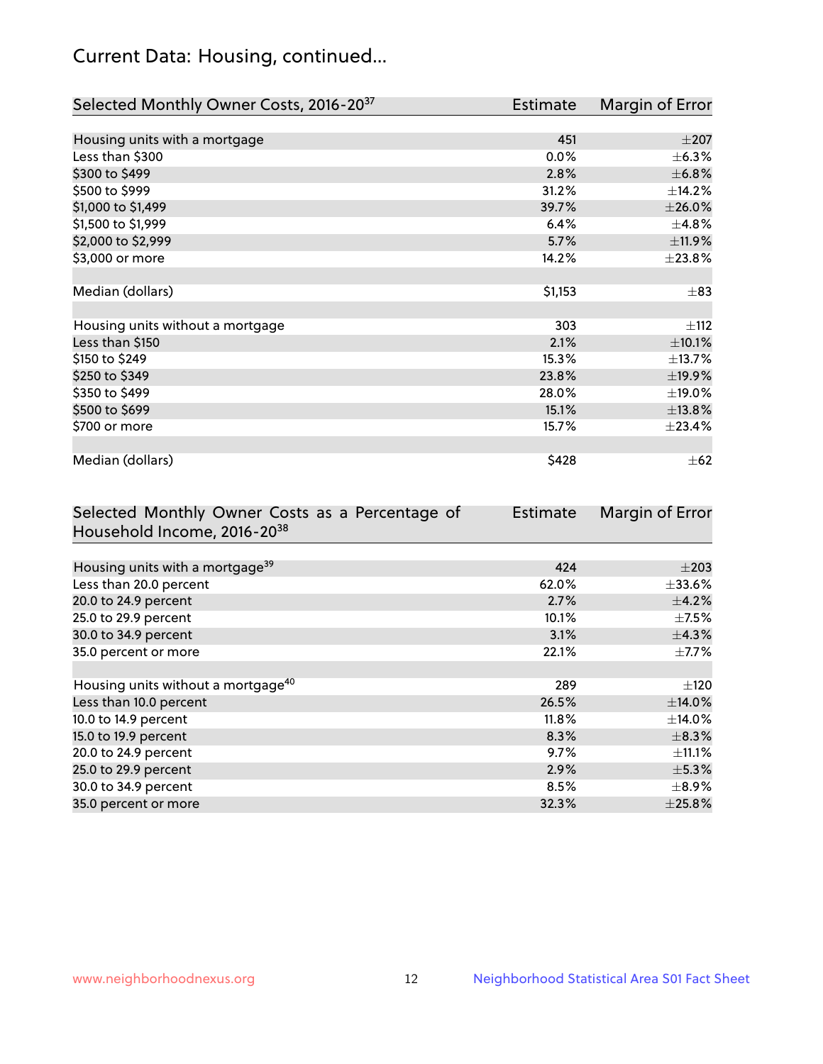## Current Data: Housing, continued...

| Selected Monthly Owner Costs, 2016-20[37] | Estimate | Margin of Error |
|---|---|---|
| Housing units with a mortgage | 451 | ±207 |
| Less than $300 | 0.0% | ±6.3% |
| $300 to $499 | 2.8% | ±6.8% |
| $500 to $999 | 31.2% | ±14.2% |
| $1,000 to $1,499 | 39.7% | ±26.0% |
| $1,500 to $1,999 | 6.4% | ±4.8% |
| $2,000 to $2,999 | 5.7% | ±11.9% |
| $3,000 or more | 14.2% | ±23.8% |
| | | |
| Median (dollars) | $1,153 | ±83 |
| | | |
| Housing units without a mortgage | 303 | ±112 |
| Less than $150 | 2.1% | ±10.1% |
| $150 to $249 | 15.3% | ±13.7% |
| $250 to $349 | 23.8% | ±19.9% |
| $350 to $499 | 28.0% | ±19.0% |
| $500 to $699 | 15.1% | ±13.8% |
| $700 or more | 15.7% | ±23.4% |
| | | |
| Median (dollars) | $428 | ±62 |

| Selected Monthly Owner Costs as a Percentage of Household Income, 2016-20[38] | Estimate | Margin of Error |
|---|---|---|
| Housing units with a mortgage[39] | 424 | ±203 |
| Less than 20.0 percent | 62.0% | ±33.6% |
| 20.0 to 24.9 percent | 2.7% | ±4.2% |
| 25.0 to 29.9 percent | 10.1% | ±7.5% |
| 30.0 to 34.9 percent | 3.1% | ±4.3% |
| 35.0 percent or more | 22.1% | ±7.7% |
| | | |
| Housing units without a mortgage[40] | 289 | ±120 |
| Less than 10.0 percent | 26.5% | ±14.0% |
| 10.0 to 14.9 percent | 11.8% | ±14.0% |
| 15.0 to 19.9 percent | 8.3% | ±8.3% |
| 20.0 to 24.9 percent | 9.7% | ±11.1% |
| 25.0 to 29.9 percent | 2.9% | ±5.3% |
| 30.0 to 34.9 percent | 8.5% | ±8.9% |
| 35.0 percent or more | 32.3% | ±25.8% |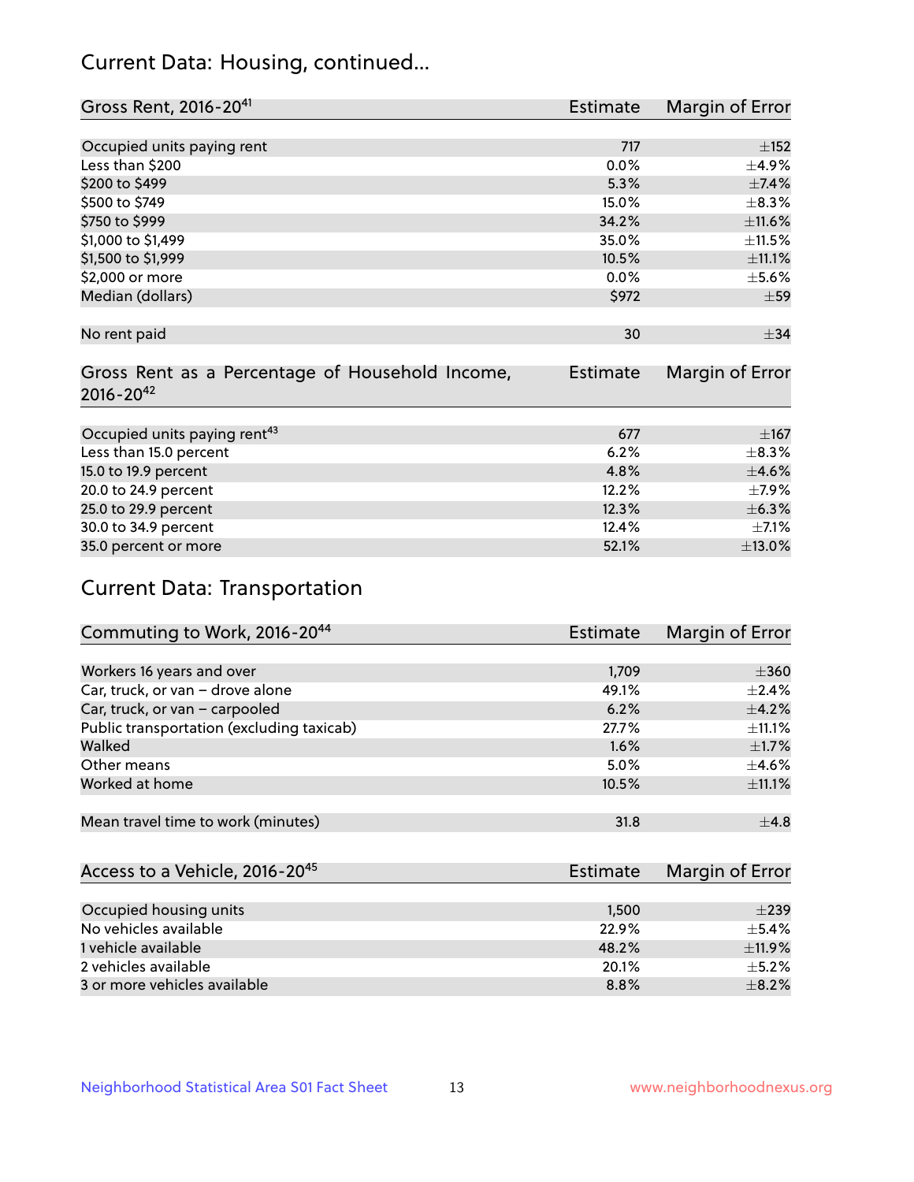## Current Data: Housing, continued...

| Gross Rent, 2016-20[41] | Estimate | Margin of Error |
|---|---|---|
| Occupied units paying rent | 717 | ±152 |
| Less than $200 | 0.0% | ±4.9% |
| $200 to $499 | 5.3% | ±7.4% |
| $500 to $749 | 15.0% | ±8.3% |
| $750 to $999 | 34.2% | ±11.6% |
| $1,000 to $1,499 | 35.0% | ±11.5% |
| $1,500 to $1,999 | 10.5% | ±11.1% |
| $2,000 or more | 0.0% | ±5.6% |
| Median (dollars) | $972 | ±59 |
| No rent paid | 30 | ±34 |

| Gross Rent as a Percentage of Household Income, 2016-20[42] | Estimate | Margin of Error |
|---|---|---|
| Occupied units paying rent[43] | 677 | ±167 |
| Less than 15.0 percent | 6.2% | ±8.3% |
| 15.0 to 19.9 percent | 4.8% | ±4.6% |
| 20.0 to 24.9 percent | 12.2% | ±7.9% |
| 25.0 to 29.9 percent | 12.3% | ±6.3% |
| 30.0 to 34.9 percent | 12.4% | ±7.1% |
| 35.0 percent or more | 52.1% | ±13.0% |

## Current Data: Transportation

| Commuting to Work, 2016-20[44] | Estimate | Margin of Error |
|---|---|---|
| Workers 16 years and over | 1,709 | ±360 |
| Car, truck, or van – drove alone | 49.1% | ±2.4% |
| Car, truck, or van – carpooled | 6.2% | ±4.2% |
| Public transportation (excluding taxicab) | 27.7% | ±11.1% |
| Walked | 1.6% | ±1.7% |
| Other means | 5.0% | ±4.6% |
| Worked at home | 10.5% | ±11.1% |
| Mean travel time to work (minutes) | 31.8 | ±4.8 |

| Access to a Vehicle, 2016-20[45] | Estimate | Margin of Error |
|---|---|---|
| Occupied housing units | 1,500 | ±239 |
| No vehicles available | 22.9% | ±5.4% |
| 1 vehicle available | 48.2% | ±11.9% |
| 2 vehicles available | 20.1% | ±5.2% |
| 3 or more vehicles available | 8.8% | ±8.2% |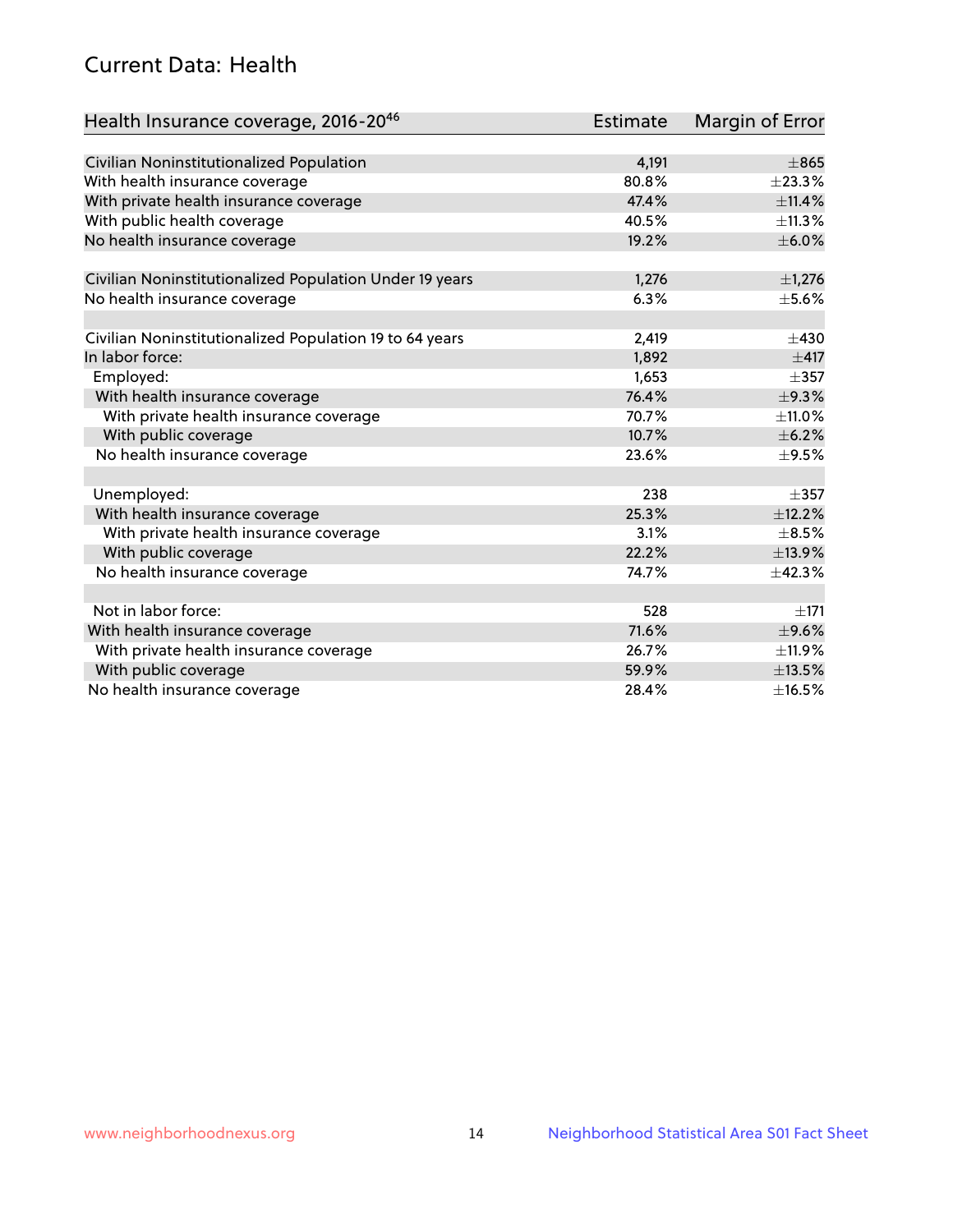## Current Data: Health

| Health Insurance coverage, 2016-20[46] | Estimate | Margin of Error |
|---|---|---|
| Civilian Noninstitutionalized Population | 4,191 | ±865 |
| With health insurance coverage | 80.8% | ±23.3% |
| With private health insurance coverage | 47.4% | ±11.4% |
| With public health coverage | 40.5% | ±11.3% |
| No health insurance coverage | 19.2% | ±6.0% |
| | | |
| Civilian Noninstitutionalized Population Under 19 years | 1,276 | ±1,276 |
| No health insurance coverage | 6.3% | ±5.6% |
| | | |
| Civilian Noninstitutionalized Population 19 to 64 years | 2,419 | ±430 |
| In labor force: | 1,892 | ±417 |
| Employed: | 1,653 | ±357 |
| With health insurance coverage | 76.4% | ±9.3% |
| With private health insurance coverage | 70.7% | ±11.0% |
| With public coverage | 10.7% | ±6.2% |
| No health insurance coverage | 23.6% | ±9.5% |
| | | |
| Unemployed: | 238 | ±357 |
| With health insurance coverage | 25.3% | ±12.2% |
| With private health insurance coverage | 3.1% | ±8.5% |
| With public coverage | 22.2% | ±13.9% |
| No health insurance coverage | 74.7% | ±42.3% |
| | | |
| Not in labor force: | 528 | ±171 |
| With health insurance coverage | 71.6% | ±9.6% |
| With private health insurance coverage | 26.7% | ±11.9% |
| With public coverage | 59.9% | ±13.5% |
| No health insurance coverage | 28.4% | ±16.5% |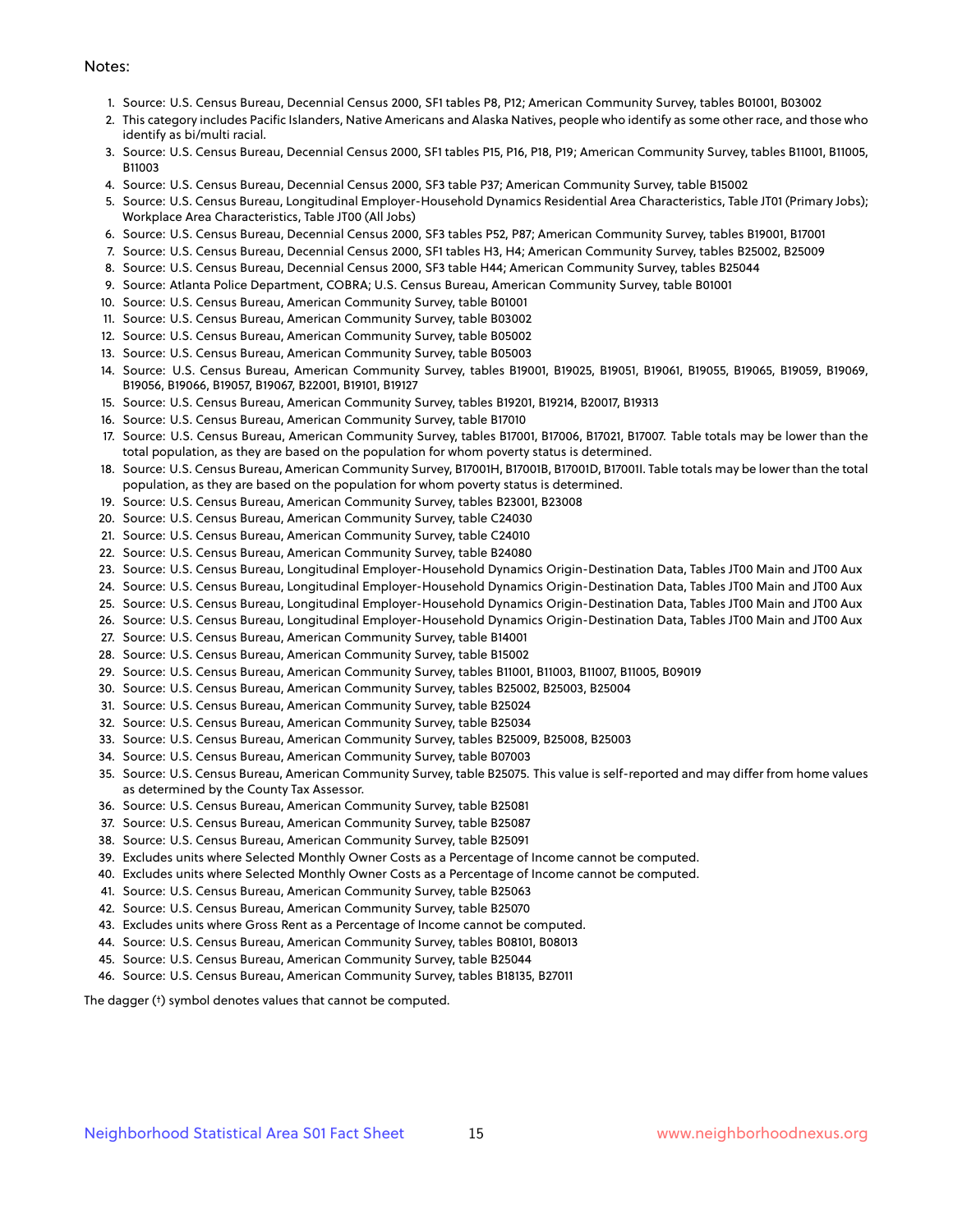Notes:

1. Source: U.S. Census Bureau, Decennial Census 2000, SF1 tables P8, P12; American Community Survey, tables B01001, B03002
2. This category includes Pacific Islanders, Native Americans and Alaska Natives, people who identify as some other race, and those who identify as bi/multi racial.
3. Source: U.S. Census Bureau, Decennial Census 2000, SF1 tables P15, P16, P18, P19; American Community Survey, tables B11001, B11005, B11003
4. Source: U.S. Census Bureau, Decennial Census 2000, SF3 table P37; American Community Survey, table B15002
5. Source: U.S. Census Bureau, Longitudinal Employer-Household Dynamics Residential Area Characteristics, Table JT01 (Primary Jobs); Workplace Area Characteristics, Table JT00 (All Jobs)
6. Source: U.S. Census Bureau, Decennial Census 2000, SF3 tables P52, P87; American Community Survey, tables B19001, B17001
7. Source: U.S. Census Bureau, Decennial Census 2000, SF1 tables H3, H4; American Community Survey, tables B25002, B25009
8. Source: U.S. Census Bureau, Decennial Census 2000, SF3 table H44; American Community Survey, tables B25044
9. Source: Atlanta Police Department, COBRA; U.S. Census Bureau, American Community Survey, table B01001
10. Source: U.S. Census Bureau, American Community Survey, table B01001
11. Source: U.S. Census Bureau, American Community Survey, table B03002
12. Source: U.S. Census Bureau, American Community Survey, table B05002
13. Source: U.S. Census Bureau, American Community Survey, table B05003
14. Source: U.S. Census Bureau, American Community Survey, tables B19001, B19025, B19051, B19061, B19055, B19065, B19059, B19069, B19056, B19066, B19057, B19067, B22001, B19101, B19127
15. Source: U.S. Census Bureau, American Community Survey, tables B19201, B19214, B20017, B19313
16. Source: U.S. Census Bureau, American Community Survey, table B17010
17. Source: U.S. Census Bureau, American Community Survey, tables B17001, B17006, B17021, B17007. Table totals may be lower than the total population, as they are based on the population for whom poverty status is determined.
18. Source: U.S. Census Bureau, American Community Survey, B17001H, B17001B, B17001D, B17001I. Table totals may be lower than the total population, as they are based on the population for whom poverty status is determined.
19. Source: U.S. Census Bureau, American Community Survey, tables B23001, B23008
20. Source: U.S. Census Bureau, American Community Survey, table C24030
21. Source: U.S. Census Bureau, American Community Survey, table C24010
22. Source: U.S. Census Bureau, American Community Survey, table B24080
23. Source: U.S. Census Bureau, Longitudinal Employer-Household Dynamics Origin-Destination Data, Tables JT00 Main and JT00 Aux
24. Source: U.S. Census Bureau, Longitudinal Employer-Household Dynamics Origin-Destination Data, Tables JT00 Main and JT00 Aux
25. Source: U.S. Census Bureau, Longitudinal Employer-Household Dynamics Origin-Destination Data, Tables JT00 Main and JT00 Aux
26. Source: U.S. Census Bureau, Longitudinal Employer-Household Dynamics Origin-Destination Data, Tables JT00 Main and JT00 Aux
27. Source: U.S. Census Bureau, American Community Survey, table B14001
28. Source: U.S. Census Bureau, American Community Survey, table B15002
29. Source: U.S. Census Bureau, American Community Survey, tables B11001, B11003, B11007, B11005, B09019
30. Source: U.S. Census Bureau, American Community Survey, tables B25002, B25003, B25004
31. Source: U.S. Census Bureau, American Community Survey, table B25024
32. Source: U.S. Census Bureau, American Community Survey, table B25034
33. Source: U.S. Census Bureau, American Community Survey, tables B25009, B25008, B25003
34. Source: U.S. Census Bureau, American Community Survey, table B07003
35. Source: U.S. Census Bureau, American Community Survey, table B25075. This value is self-reported and may differ from home values as determined by the County Tax Assessor.
36. Source: U.S. Census Bureau, American Community Survey, table B25081
37. Source: U.S. Census Bureau, American Community Survey, table B25087
38. Source: U.S. Census Bureau, American Community Survey, table B25091
39. Excludes units where Selected Monthly Owner Costs as a Percentage of Income cannot be computed.
40. Excludes units where Selected Monthly Owner Costs as a Percentage of Income cannot be computed.
41. Source: U.S. Census Bureau, American Community Survey, table B25063
42. Source: U.S. Census Bureau, American Community Survey, table B25070
43. Excludes units where Gross Rent as a Percentage of Income cannot be computed.
44. Source: U.S. Census Bureau, American Community Survey, tables B08101, B08013
45. Source: U.S. Census Bureau, American Community Survey, table B25044
46. Source: U.S. Census Bureau, American Community Survey, tables B18135, B27011

The dagger (†) symbol denotes values that cannot be computed.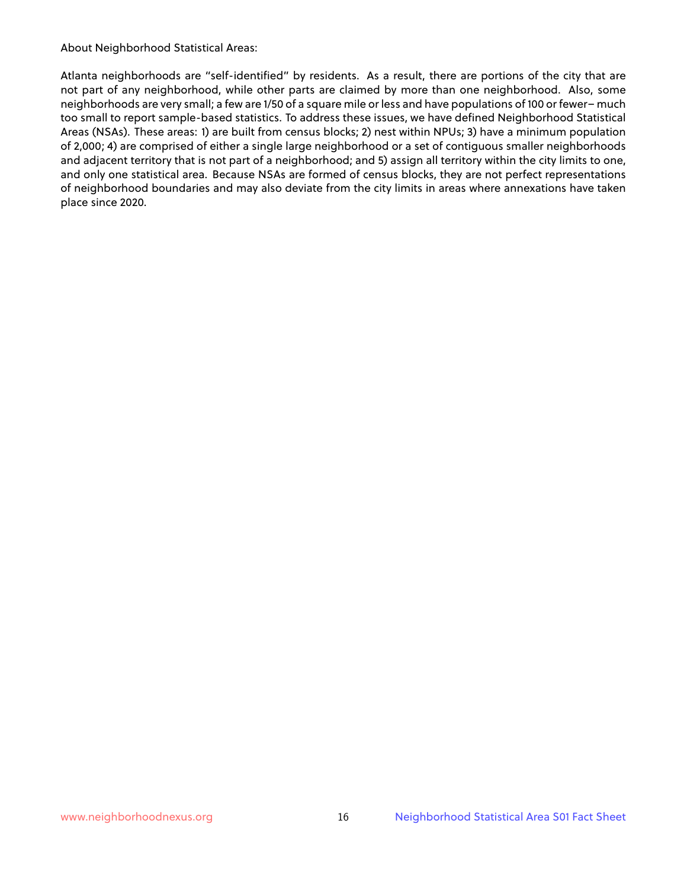About Neighborhood Statistical Areas:

Atlanta neighborhoods are "self-identified" by residents. As a result, there are portions of the city that are not part of any neighborhood, while other parts are claimed by more than one neighborhood. Also, some neighborhoods are very small; a few are 1/50 of a square mile or less and have populations of 100 or fewer– much too small to report sample-based statistics. To address these issues, we have defined Neighborhood Statistical Areas (NSAs). These areas: 1) are built from census blocks; 2) nest within NPUs; 3) have a minimum population of 2,000; 4) are comprised of either a single large neighborhood or a set of contiguous smaller neighborhoods and adjacent territory that is not part of a neighborhood; and 5) assign all territory within the city limits to one, and only one statistical area. Because NSAs are formed of census blocks, they are not perfect representations of neighborhood boundaries and may also deviate from the city limits in areas where annexations have taken place since 2020.